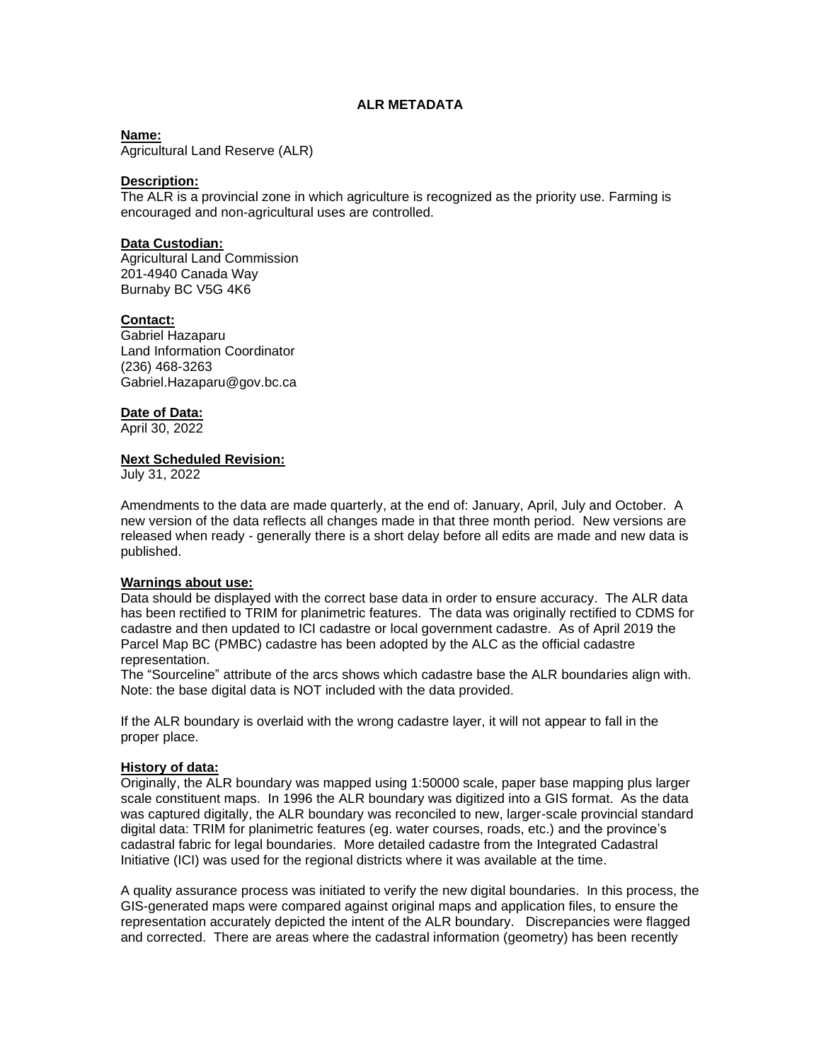# ALR METADATA

**Name:**
Agricultural Land Reserve (ALR)

**Description:**
The ALR is a provincial zone in which agriculture is recognized as the priority use. Farming is encouraged and non-agricultural uses are controlled.

**Data Custodian:**
Agricultural Land Commission
201-4940 Canada Way
Burnaby BC V5G 4K6

**Contact:**
Gabriel Hazaparu
Land Information Coordinator
(236) 468-3263
Gabriel.Hazaparu@gov.bc.ca

**Date of Data:**
April 30, 2022

**Next Scheduled Revision:**
July 31, 2022

Amendments to the data are made quarterly, at the end of: January, April, July and October. A new version of the data reflects all changes made in that three month period. New versions are released when ready - generally there is a short delay before all edits are made and new data is published.

**Warnings about use:**
Data should be displayed with the correct base data in order to ensure accuracy. The ALR data has been rectified to TRIM for planimetric features. The data was originally rectified to CDMS for cadastre and then updated to ICI cadastre or local government cadastre. As of April 2019 the Parcel Map BC (PMBC) cadastre has been adopted by the ALC as the official cadastre representation.
The "Sourceline" attribute of the arcs shows which cadastre base the ALR boundaries align with. Note: the base digital data is NOT included with the data provided.

If the ALR boundary is overlaid with the wrong cadastre layer, it will not appear to fall in the proper place.

**History of data:**
Originally, the ALR boundary was mapped using 1:50000 scale, paper base mapping plus larger scale constituent maps. In 1996 the ALR boundary was digitized into a GIS format. As the data was captured digitally, the ALR boundary was reconciled to new, larger-scale provincial standard digital data: TRIM for planimetric features (eg. water courses, roads, etc.) and the province's cadastral fabric for legal boundaries. More detailed cadastre from the Integrated Cadastral Initiative (ICI) was used for the regional districts where it was available at the time.

A quality assurance process was initiated to verify the new digital boundaries. In this process, the GIS-generated maps were compared against original maps and application files, to ensure the representation accurately depicted the intent of the ALR boundary. Discrepancies were flagged and corrected. There are areas where the cadastral information (geometry) has been recently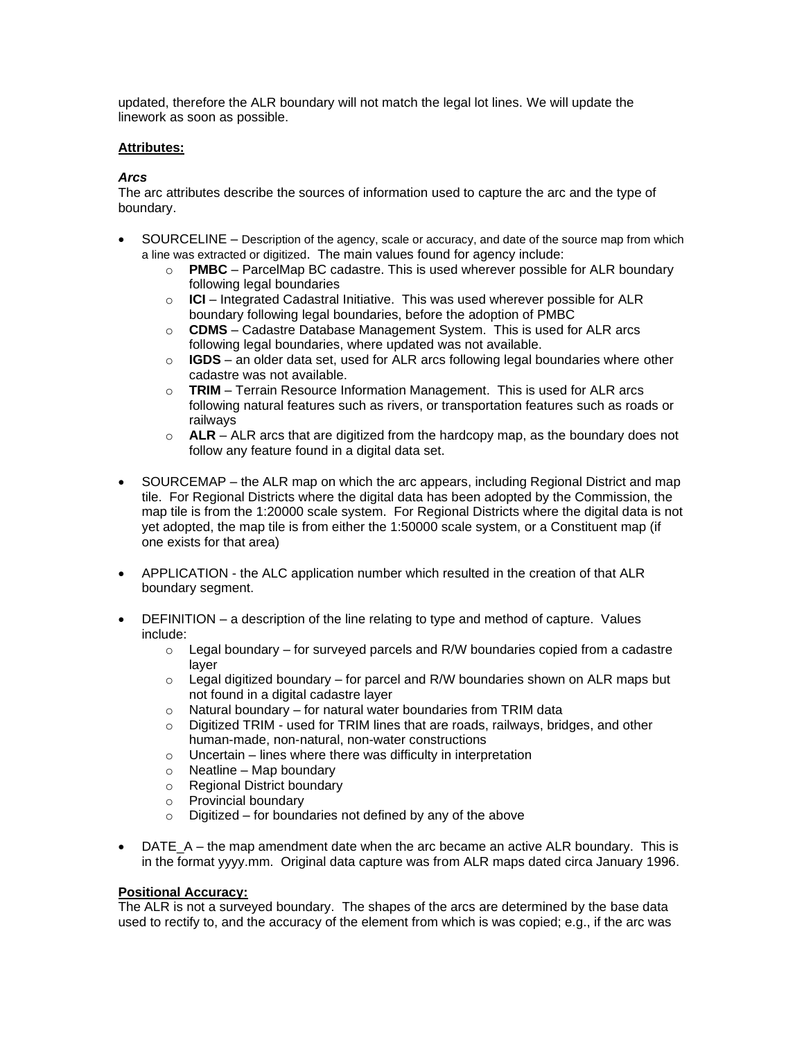updated, therefore the ALR boundary will not match the legal lot lines. We will update the linework as soon as possible.

**Attributes:**

***Arcs***

The arc attributes describe the sources of information used to capture the arc and the type of boundary.

- SOURCELINE – Description of the agency, scale or accuracy, and date of the source map from which a line was extracted or digitized. The main values found for agency include:
  - **PMBC** – ParcelMap BC cadastre. This is used wherever possible for ALR boundary following legal boundaries
  - **ICI** – Integrated Cadastral Initiative. This was used wherever possible for ALR boundary following legal boundaries, before the adoption of PMBC
  - **CDMS** – Cadastre Database Management System. This is used for ALR arcs following legal boundaries, where updated was not available.
  - **IGDS** – an older data set, used for ALR arcs following legal boundaries where other cadastre was not available.
  - **TRIM** – Terrain Resource Information Management. This is used for ALR arcs following natural features such as rivers, or transportation features such as roads or railways
  - **ALR** – ALR arcs that are digitized from the hardcopy map, as the boundary does not follow any feature found in a digital data set.

- SOURCEMAP – the ALR map on which the arc appears, including Regional District and map tile. For Regional Districts where the digital data has been adopted by the Commission, the map tile is from the 1:20000 scale system. For Regional Districts where the digital data is not yet adopted, the map tile is from either the 1:50000 scale system, or a Constituent map (if one exists for that area)

- APPLICATION - the ALC application number which resulted in the creation of that ALR boundary segment.

- DEFINITION – a description of the line relating to type and method of capture. Values include:
  - Legal boundary – for surveyed parcels and R/W boundaries copied from a cadastre layer
  - Legal digitized boundary – for parcel and R/W boundaries shown on ALR maps but not found in a digital cadastre layer
  - Natural boundary – for natural water boundaries from TRIM data
  - Digitized TRIM - used for TRIM lines that are roads, railways, bridges, and other human-made, non-natural, non-water constructions
  - Uncertain – lines where there was difficulty in interpretation
  - Neatline – Map boundary
  - Regional District boundary
  - Provincial boundary
  - Digitized – for boundaries not defined by any of the above

- DATE_A – the map amendment date when the arc became an active ALR boundary. This is in the format yyyy.mm. Original data capture was from ALR maps dated circa January 1996.

**Positional Accuracy:**

The ALR is not a surveyed boundary. The shapes of the arcs are determined by the base data used to rectify to, and the accuracy of the element from which is was copied; e.g., if the arc was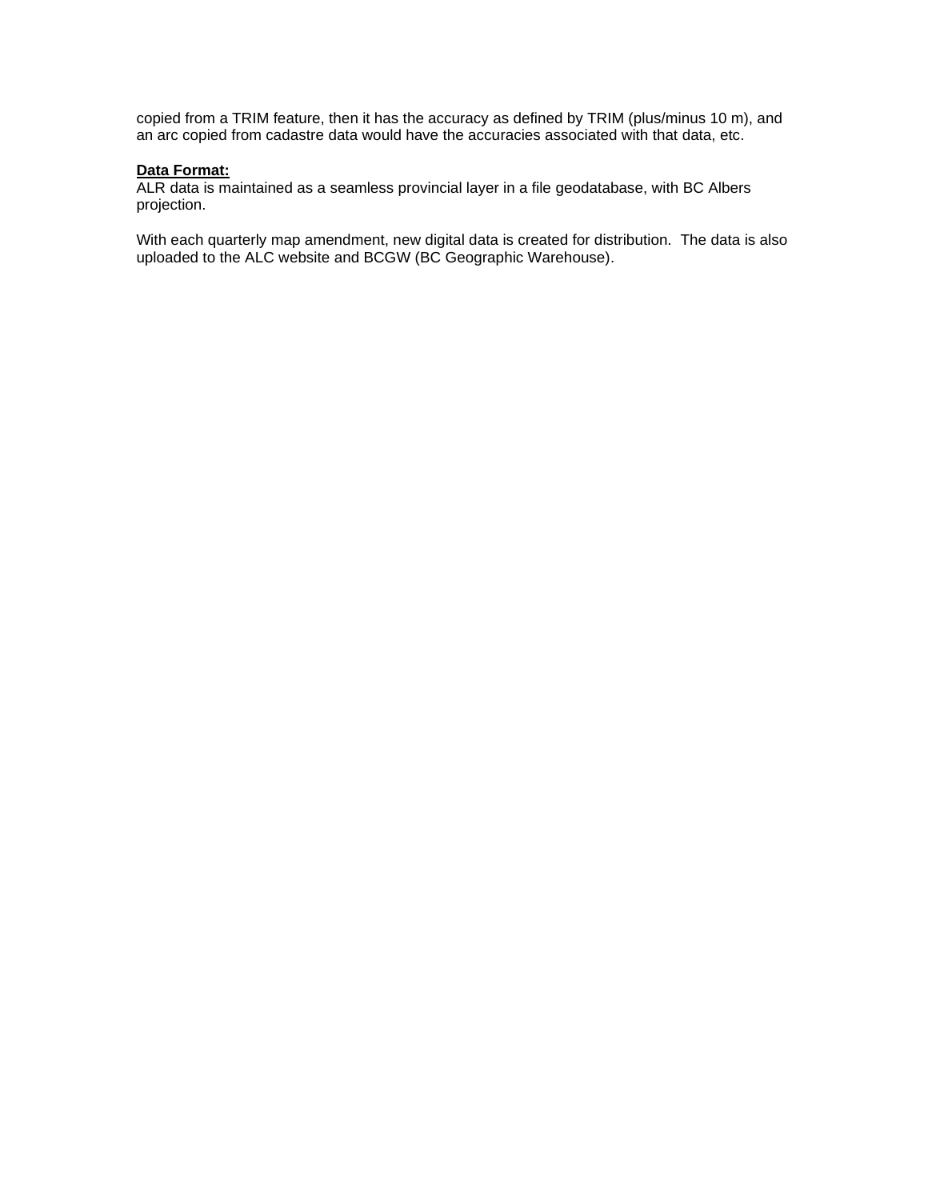copied from a TRIM feature, then it has the accuracy as defined by TRIM (plus/minus 10 m), and an arc copied from cadastre data would have the accuracies associated with that data, etc.

**<u>Data Format:</u>**
ALR data is maintained as a seamless provincial layer in a file geodatabase, with BC Albers projection.

With each quarterly map amendment, new digital data is created for distribution. The data is also uploaded to the ALC website and BCGW (BC Geographic Warehouse).